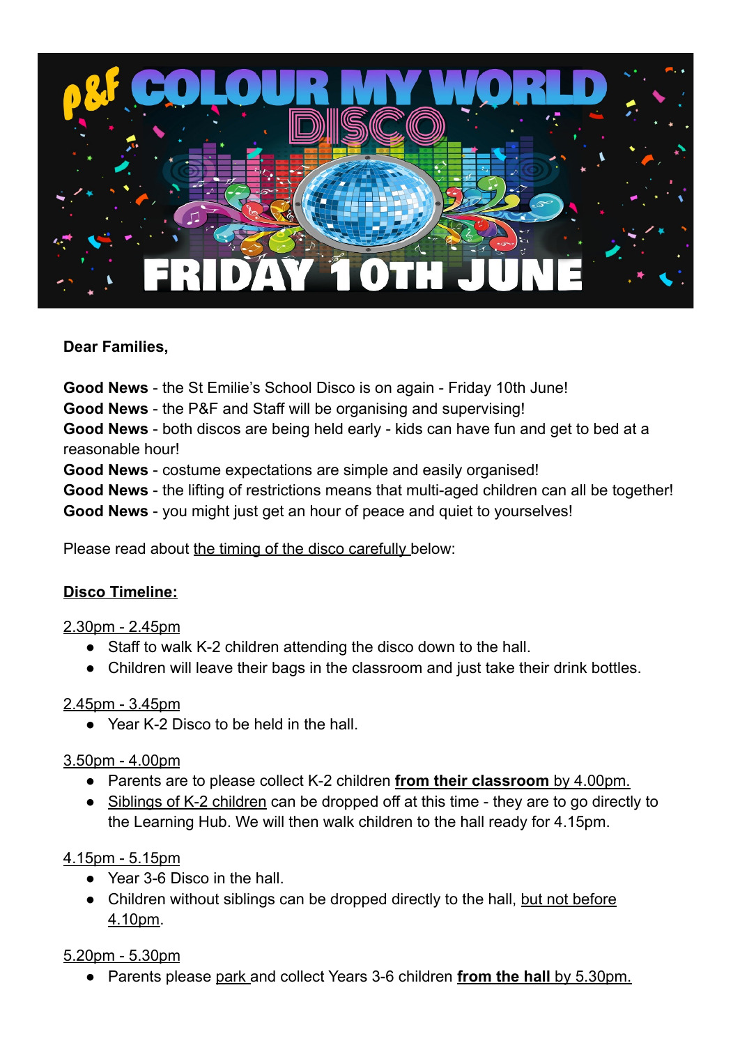# P&F COLOUR MY WORLD DISCO

# FRIDAY 10TH JUNE

**Dear Families,**

**Good News** - the St Emilie's School Disco is on again - Friday 10th June!
**Good News** - the P&F and Staff will be organising and supervising!
**Good News** - both discos are being held early - kids can have fun and get to bed at a reasonable hour!
**Good News** - costume expectations are simple and easily organised!
**Good News** - the lifting of restrictions means that multi-aged children can all be together!
**Good News** - you might just get an hour of peace and quiet to yourselves!

Please read about the timing of the disco carefully below:

**Disco Timeline:**

2.30pm - 2.45pm

- Staff to walk K-2 children attending the disco down to the hall.
- Children will leave their bags in the classroom and just take their drink bottles.

2.45pm - 3.45pm

- Year K-2 Disco to be held in the hall.

3.50pm - 4.00pm

- Parents are to please collect K-2 children **from their classroom** by 4.00pm.
- Siblings of K-2 children can be dropped off at this time - they are to go directly to the Learning Hub. We will then walk children to the hall ready for 4.15pm.

4.15pm - 5.15pm

- Year 3-6 Disco in the hall.
- Children without siblings can be dropped directly to the hall, but not before 4.10pm.

5.20pm - 5.30pm

- Parents please park and collect Years 3-6 children **from the hall** by 5.30pm.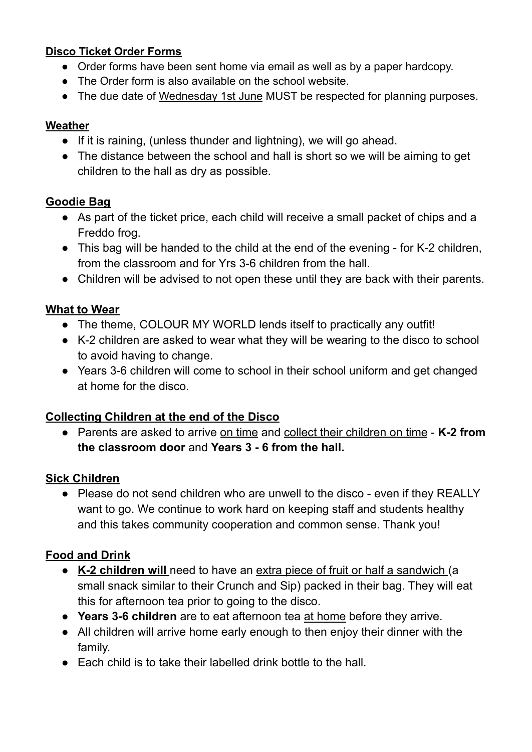**Disco Ticket Order Forms**

- Order forms have been sent home via email as well as by a paper hardcopy.
- The Order form is also available on the school website.
- The due date of Wednesday 1st June MUST be respected for planning purposes.

**Weather**

- If it is raining, (unless thunder and lightning), we will go ahead.
- The distance between the school and hall is short so we will be aiming to get children to the hall as dry as possible.

**Goodie Bag**

- As part of the ticket price, each child will receive a small packet of chips and a Freddo frog.
- This bag will be handed to the child at the end of the evening - for K-2 children, from the classroom and for Yrs 3-6 children from the hall.
- Children will be advised to not open these until they are back with their parents.

**What to Wear**

- The theme, COLOUR MY WORLD lends itself to practically any outfit!
- K-2 children are asked to wear what they will be wearing to the disco to school to avoid having to change.
- Years 3-6 children will come to school in their school uniform and get changed at home for the disco.

**Collecting Children at the end of the Disco**

- Parents are asked to arrive on time and collect their children on time - **K-2 from the classroom door** and **Years 3 - 6 from the hall.**

**Sick Children**

- Please do not send children who are unwell to the disco - even if they REALLY want to go. We continue to work hard on keeping staff and students healthy and this takes community cooperation and common sense. Thank you!

**Food and Drink**

- **K-2 children will** need to have an extra piece of fruit or half a sandwich (a small snack similar to their Crunch and Sip) packed in their bag. They will eat this for afternoon tea prior to going to the disco.
- **Years 3-6 children** are to eat afternoon tea at home before they arrive.
- All children will arrive home early enough to then enjoy their dinner with the family.
- Each child is to take their labelled drink bottle to the hall.